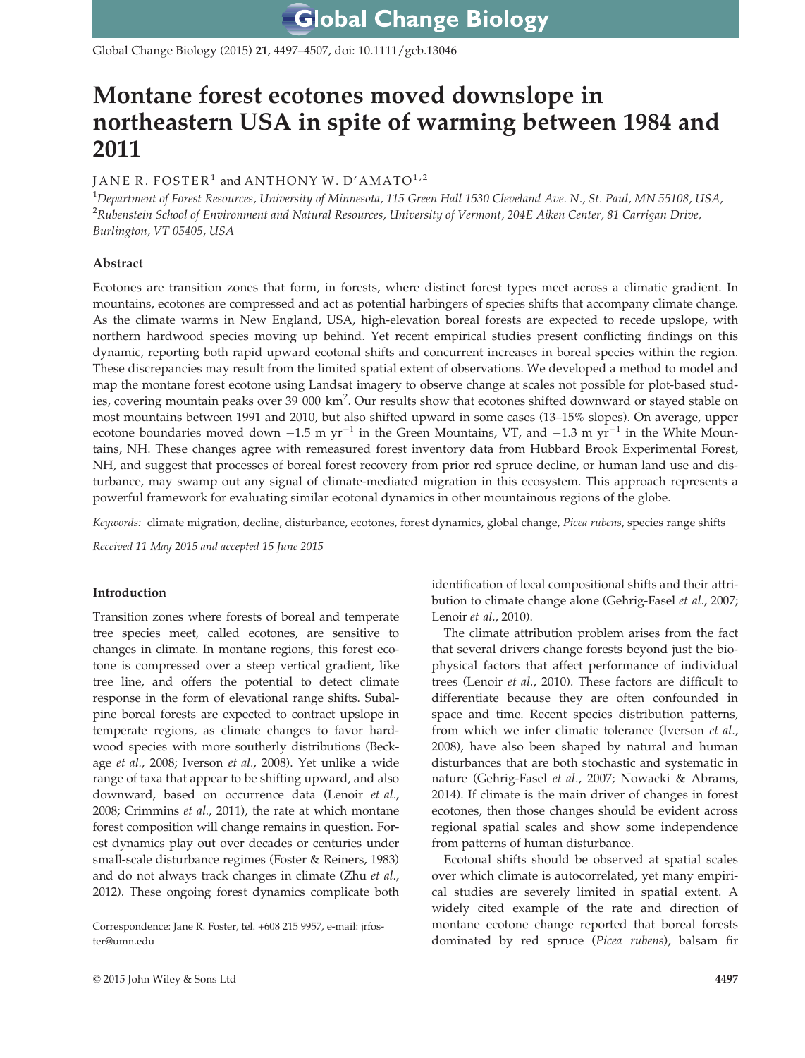# Montane forest ecotones moved downslope in northeastern USA in spite of warming between 1984 and 2011

JANE R. FOSTER[1] and ANTHONY W. D'AMATO[1,2]

[1]*Department of Forest Resources, University of Minnesota, 115 Green Hall 1530 Cleveland Ave. N., St. Paul, MN 55108, USA,* [2]*Rubenstein School of Environment and Natural Resources, University of Vermont, 204E Aiken Center, 81 Carrigan Drive, Burlington, VT 05405, USA*

## Abstract

Ecotones are transition zones that form, in forests, where distinct forest types meet across a climatic gradient. In mountains, ecotones are compressed and act as potential harbingers of species shifts that accompany climate change. As the climate warms in New England, USA, high-elevation boreal forests are expected to recede upslope, with northern hardwood species moving up behind. Yet recent empirical studies present conflicting findings on this dynamic, reporting both rapid upward ecotonal shifts and concurrent increases in boreal species within the region. These discrepancies may result from the limited spatial extent of observations. We developed a method to model and map the montane forest ecotone using Landsat imagery to observe change at scales not possible for plot-based studies, covering mountain peaks over 39 000 km$^2$. Our results show that ecotones shifted downward or stayed stable on most mountains between 1991 and 2010, but also shifted upward in some cases (13–15% slopes). On average, upper ecotone boundaries moved down $-1.5$ m yr$^{-1}$ in the Green Mountains, VT, and $-1.3$ m yr$^{-1}$ in the White Mountains, NH. These changes agree with remeasured forest inventory data from Hubbard Brook Experimental Forest, NH, and suggest that processes of boreal forest recovery from prior red spruce decline, or human land use and disturbance, may swamp out any signal of climate-mediated migration in this ecosystem. This approach represents a powerful framework for evaluating similar ecotonal dynamics in other mountainous regions of the globe.

*Keywords:* climate migration, decline, disturbance, ecotones, forest dynamics, global change, *Picea rubens*, species range shifts

*Received 11 May 2015 and accepted 15 June 2015*

## Introduction

Transition zones where forests of boreal and temperate tree species meet, called ecotones, are sensitive to changes in climate. In montane regions, this forest ecotone is compressed over a steep vertical gradient, like tree line, and offers the potential to detect climate response in the form of elevational range shifts. Subalpine boreal forests are expected to contract upslope in temperate regions, as climate changes to favor hardwood species with more southerly distributions (Beckage *et al.*, 2008; Iverson *et al.*, 2008). Yet unlike a wide range of taxa that appear to be shifting upward, and also downward, based on occurrence data (Lenoir *et al.*, 2008; Crimmins *et al.*, 2011), the rate at which montane forest composition will change remains in question. Forest dynamics play out over decades or centuries under small-scale disturbance regimes (Foster & Reiners, 1983) and do not always track changes in climate (Zhu *et al.*, 2012). These ongoing forest dynamics complicate both identification of local compositional shifts and their attribution to climate change alone (Gehrig-Fasel *et al.*, 2007; Lenoir *et al.*, 2010).

The climate attribution problem arises from the fact that several drivers change forests beyond just the biophysical factors that affect performance of individual trees (Lenoir *et al.*, 2010). These factors are difficult to differentiate because they are often confounded in space and time. Recent species distribution patterns, from which we infer climatic tolerance (Iverson *et al.*, 2008), have also been shaped by natural and human disturbances that are both stochastic and systematic in nature (Gehrig-Fasel *et al.*, 2007; Nowacki & Abrams, 2014). If climate is the main driver of changes in forest ecotones, then those changes should be evident across regional spatial scales and show some independence from patterns of human disturbance.

Ecotonal shifts should be observed at spatial scales over which climate is autocorrelated, yet many empirical studies are severely limited in spatial extent. A widely cited example of the rate and direction of montane ecotone change reported that boreal forests dominated by red spruce (*Picea rubens*), balsam fir

Correspondence: Jane R. Foster, tel. +608 215 9957, e-mail: jrfoster@umn.edu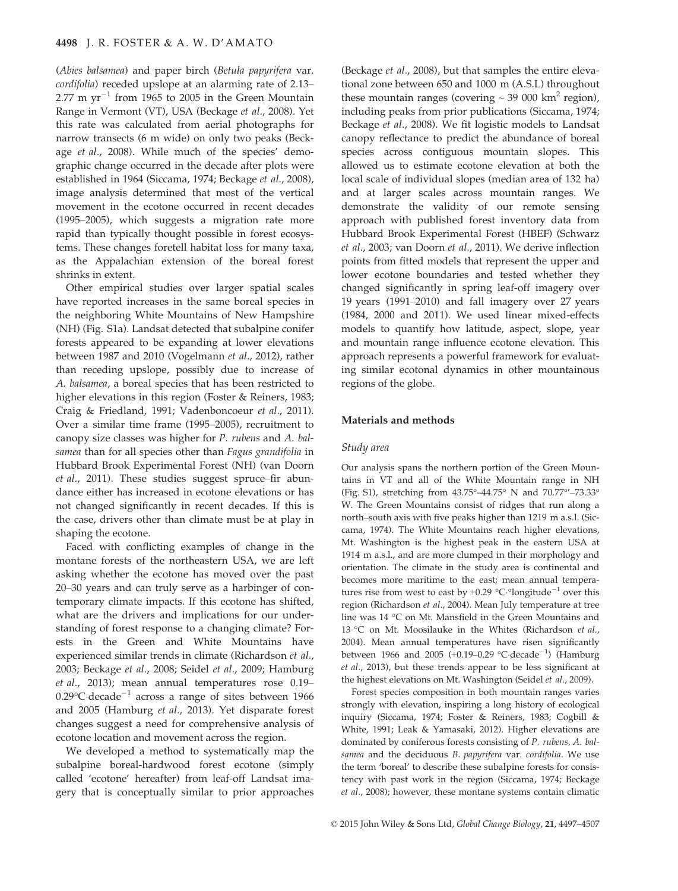(*Abies balsamea*) and paper birch (*Betula papyrifera* var. *cordifolia*) receded upslope at an alarming rate of 2.13–2.77 m $yr^{-1}$ from 1965 to 2005 in the Green Mountain Range in Vermont (VT), USA (Beckage *et al.*, 2008). Yet this rate was calculated from aerial photographs for narrow transects (6 m wide) on only two peaks (Beckage *et al.*, 2008). While much of the species' demographic change occurred in the decade after plots were established in 1964 (Siccama, 1974; Beckage *et al.*, 2008), image analysis determined that most of the vertical movement in the ecotone occurred in recent decades (1995–2005), which suggests a migration rate more rapid than typically thought possible in forest ecosystems. These changes foretell habitat loss for many taxa, as the Appalachian extension of the boreal forest shrinks in extent.

Other empirical studies over larger spatial scales have reported increases in the same boreal species in the neighboring White Mountains of New Hampshire (NH) (Fig. S1a). Landsat detected that subalpine conifer forests appeared to be expanding at lower elevations between 1987 and 2010 (Vogelmann *et al.*, 2012), rather than receding upslope, possibly due to increase of *A. balsamea*, a boreal species that has been restricted to higher elevations in this region (Foster & Reiners, 1983; Craig & Friedland, 1991; Vadenboncoeur *et al.*, 2011). Over a similar time frame (1995–2005), recruitment to canopy size classes was higher for *P. rubens* and *A. balsamea* than for all species other than *Fagus grandifolia* in Hubbard Brook Experimental Forest (NH) (van Doorn *et al.*, 2011). These studies suggest spruce–fir abundance either has increased in ecotone elevations or has not changed significantly in recent decades. If this is the case, drivers other than climate must be at play in shaping the ecotone.

Faced with conflicting examples of change in the montane forests of the northeastern USA, we are left asking whether the ecotone has moved over the past 20–30 years and can truly serve as a harbinger of contemporary climate impacts. If this ecotone has shifted, what are the drivers and implications for our understanding of forest response to a changing climate? Forests in the Green and White Mountains have experienced similar trends in climate (Richardson *et al.*, 2003; Beckage *et al.*, 2008; Seidel *et al.*, 2009; Hamburg *et al.*, 2013); mean annual temperatures rose 0.19–0.29°C·$decade^{-1}$ across a range of sites between 1966 and 2005 (Hamburg *et al.*, 2013). Yet disparate forest changes suggest a need for comprehensive analysis of ecotone location and movement across the region.

We developed a method to systematically map the subalpine boreal-hardwood forest ecotone (simply called 'ecotone' hereafter) from leaf-off Landsat imagery that is conceptually similar to prior approaches (Beckage *et al.*, 2008), but that samples the entire elevational zone between 650 and 1000 m (A.S.L) throughout these mountain ranges (covering ~ 39 000 $km^2$ region), including peaks from prior publications (Siccama, 1974; Beckage *et al.*, 2008). We fit logistic models to Landsat canopy reflectance to predict the abundance of boreal species across contiguous mountain slopes. This allowed us to estimate ecotone elevation at both the local scale of individual slopes (median area of 132 ha) and at larger scales across mountain ranges. We demonstrate the validity of our remote sensing approach with published forest inventory data from Hubbard Brook Experimental Forest (HBEF) (Schwarz *et al.*, 2003; van Doorn *et al.*, 2011). We derive inflection points from fitted models that represent the upper and lower ecotone boundaries and tested whether they changed significantly in spring leaf-off imagery over 19 years (1991–2010) and fall imagery over 27 years (1984, 2000 and 2011). We used linear mixed-effects models to quantify how latitude, aspect, slope, year and mountain range influence ecotone elevation. This approach represents a powerful framework for evaluating similar ecotonal dynamics in other mountainous regions of the globe.

## Materials and methods

### Study area

Our analysis spans the northern portion of the Green Mountains in VT and all of the White Mountain range in NH (Fig. S1), stretching from 43.75°–44.75° N and 70.77°′–73.33° W. The Green Mountains consist of ridges that run along a north–south axis with five peaks higher than 1219 m a.s.l. (Siccama, 1974). The White Mountains reach higher elevations, Mt. Washington is the highest peak in the eastern USA at 1914 m a.s.l., and are more clumped in their morphology and orientation. The climate in the study area is continental and becomes more maritime to the east; mean annual temperatures rise from west to east by +0.29 °C·°$longitude^{-1}$ over this region (Richardson *et al.*, 2004). Mean July temperature at tree line was 14 °C on Mt. Mansfield in the Green Mountains and 13 °C on Mt. Moosilauke in the Whites (Richardson *et al.*, 2004). Mean annual temperatures have risen significantly between 1966 and 2005 (+0.19–0.29 °C·$decade^{-1}$) (Hamburg *et al.*, 2013), but these trends appear to be less significant at the highest elevations on Mt. Washington (Seidel *et al.*, 2009).

Forest species composition in both mountain ranges varies strongly with elevation, inspiring a long history of ecological inquiry (Siccama, 1974; Foster & Reiners, 1983; Cogbill & White, 1991; Leak & Yamasaki, 2012). Higher elevations are dominated by coniferous forests consisting of *P. rubens*, *A. balsamea* and the deciduous *B. papyrifera* var. *cordifolia*. We use the term 'boreal' to describe these subalpine forests for consistency with past work in the region (Siccama, 1974; Beckage *et al.*, 2008); however, these montane systems contain climatic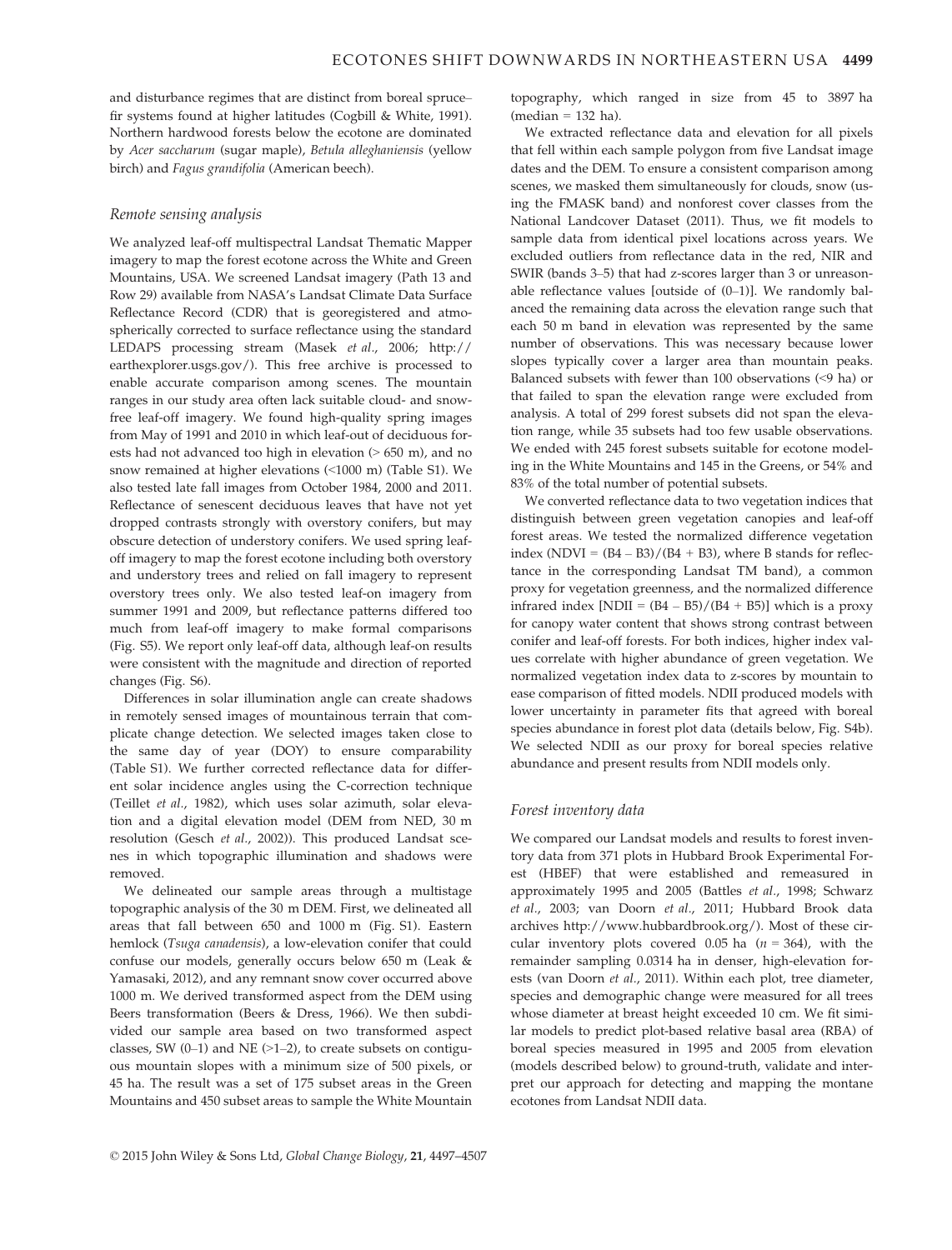and disturbance regimes that are distinct from boreal spruce–fir systems found at higher latitudes (Cogbill & White, 1991). Northern hardwood forests below the ecotone are dominated by *Acer saccharum* (sugar maple), *Betula alleghaniensis* (yellow birch) and *Fagus grandifolia* (American beech).

### Remote sensing analysis

We analyzed leaf-off multispectral Landsat Thematic Mapper imagery to map the forest ecotone across the White and Green Mountains, USA. We screened Landsat imagery (Path 13 and Row 29) available from NASA's Landsat Climate Data Surface Reflectance Record (CDR) that is georegistered and atmospherically corrected to surface reflectance using the standard LEDAPS processing stream (Masek *et al*., 2006; http://earthexplorer.usgs.gov/). This free archive is processed to enable accurate comparison among scenes. The mountain ranges in our study area often lack suitable cloud- and snow-free leaf-off imagery. We found high-quality spring images from May of 1991 and 2010 in which leaf-out of deciduous forests had not advanced too high in elevation (> 650 m), and no snow remained at higher elevations (<1000 m) (Table S1). We also tested late fall images from October 1984, 2000 and 2011. Reflectance of senescent deciduous leaves that have not yet dropped contrasts strongly with overstory conifers, but may obscure detection of understory conifers. We used spring leaf-off imagery to map the forest ecotone including both overstory and understory trees and relied on fall imagery to represent overstory trees only. We also tested leaf-on imagery from summer 1991 and 2009, but reflectance patterns differed too much from leaf-off imagery to make formal comparisons (Fig. S5). We report only leaf-off data, although leaf-on results were consistent with the magnitude and direction of reported changes (Fig. S6).

Differences in solar illumination angle can create shadows in remotely sensed images of mountainous terrain that complicate change detection. We selected images taken close to the same day of year (DOY) to ensure comparability (Table S1). We further corrected reflectance data for different solar incidence angles using the C-correction technique (Teillet *et al*., 1982), which uses solar azimuth, solar elevation and a digital elevation model (DEM from NED, 30 m resolution (Gesch *et al*., 2002)). This produced Landsat scenes in which topographic illumination and shadows were removed.

We delineated our sample areas through a multistage topographic analysis of the 30 m DEM. First, we delineated all areas that fall between 650 and 1000 m (Fig. S1). Eastern hemlock (*Tsuga canadensis*), a low-elevation conifer that could confuse our models, generally occurs below 650 m (Leak & Yamasaki, 2012), and any remnant snow cover occurred above 1000 m. We derived transformed aspect from the DEM using Beers transformation (Beers & Dress, 1966). We then subdivided our sample area based on two transformed aspect classes, SW (0–1) and NE (>1–2), to create subsets on contiguous mountain slopes with a minimum size of 500 pixels, or 45 ha. The result was a set of 175 subset areas in the Green Mountains and 450 subset areas to sample the White Mountain topography, which ranged in size from 45 to 3897 ha (median = 132 ha).

We extracted reflectance data and elevation for all pixels that fell within each sample polygon from five Landsat image dates and the DEM. To ensure a consistent comparison among scenes, we masked them simultaneously for clouds, snow (using the FMASK band) and nonforest cover classes from the National Landcover Dataset (2011). Thus, we fit models to sample data from identical pixel locations across years. We excluded outliers from reflectance data in the red, NIR and SWIR (bands 3–5) that had z-scores larger than 3 or unreasonable reflectance values [outside of (0–1)]. We randomly balanced the remaining data across the elevation range such that each 50 m band in elevation was represented by the same number of observations. This was necessary because lower slopes typically cover a larger area than mountain peaks. Balanced subsets with fewer than 100 observations (<9 ha) or that failed to span the elevation range were excluded from analysis. A total of 299 forest subsets did not span the elevation range, while 35 subsets had too few usable observations. We ended with 245 forest subsets suitable for ecotone modeling in the White Mountains and 145 in the Greens, or 54% and 83% of the total number of potential subsets.

We converted reflectance data to two vegetation indices that distinguish between green vegetation canopies and leaf-off forest areas. We tested the normalized difference vegetation index (NDVI = (B4 – B3)/(B4 + B3), where B stands for reflectance in the corresponding Landsat TM band), a common proxy for vegetation greenness, and the normalized difference infrared index [NDII = (B4 – B5)/(B4 + B5)] which is a proxy for canopy water content that shows strong contrast between conifer and leaf-off forests. For both indices, higher index values correlate with higher abundance of green vegetation. We normalized vegetation index data to z-scores by mountain to ease comparison of fitted models. NDII produced models with lower uncertainty in parameter fits that agreed with boreal species abundance in forest plot data (details below, Fig. S4b). We selected NDII as our proxy for boreal species relative abundance and present results from NDII models only.

### Forest inventory data

We compared our Landsat models and results to forest inventory data from 371 plots in Hubbard Brook Experimental Forest (HBEF) that were established and remeasured in approximately 1995 and 2005 (Battles *et al*., 1998; Schwarz *et al*., 2003; van Doorn *et al*., 2011; Hubbard Brook data archives http://www.hubbardbrook.org/). Most of these circular inventory plots covered 0.05 ha ($n = 364$), with the remainder sampling 0.0314 ha in denser, high-elevation forests (van Doorn *et al*., 2011). Within each plot, tree diameter, species and demographic change were measured for all trees whose diameter at breast height exceeded 10 cm. We fit similar models to predict plot-based relative basal area (RBA) of boreal species measured in 1995 and 2005 from elevation (models described below) to ground-truth, validate and interpret our approach for detecting and mapping the montane ecotones from Landsat NDII data.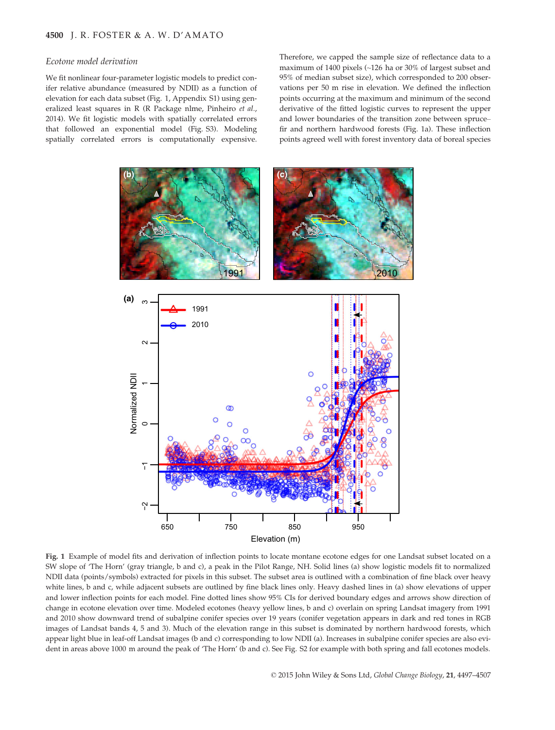### Ecotone model derivation

We fit nonlinear four-parameter logistic models to predict conifer relative abundance (measured by NDII) as a function of elevation for each data subset (Fig. 1, Appendix S1) using generalized least squares in R (R Package nlme, Pinheiro *et al.*, 2014). We fit logistic models with spatially correlated errors that followed an exponential model (Fig. S3). Modeling spatially correlated errors is computationally expensive. Therefore, we capped the sample size of reflectance data to a maximum of 1400 pixels (~126 ha or 30% of largest subset and 95% of median subset size), which corresponded to 200 observations per 50 m rise in elevation. We defined the inflection points occurring at the maximum and minimum of the second derivative of the fitted logistic curves to represent the upper and lower boundaries of the transition zone between spruce–fir and northern hardwood forests (Fig. 1a). These inflection points agreed well with forest inventory data of boreal species

**Fig. 1** Example of model fits and derivation of inflection points to locate montane ecotone edges for one Landsat subset located on a SW slope of 'The Horn' (gray triangle, b and c), a peak in the Pilot Range, NH. Solid lines (a) show logistic models fit to normalized NDII data (points/symbols) extracted for pixels in this subset. The subset area is outlined with a combination of fine black over heavy white lines, b and c, while adjacent subsets are outlined by fine black lines only. Heavy dashed lines in (a) show elevations of upper and lower inflection points for each model. Fine dotted lines show 95% CIs for derived boundary edges and arrows show direction of change in ecotone elevation over time. Modeled ecotones (heavy yellow lines, b and c) overlain on spring Landsat imagery from 1991 and 2010 show downward trend of subalpine conifer species over 19 years (conifer vegetation appears in dark and red tones in RGB images of Landsat bands 4, 5 and 3). Much of the elevation range in this subset is dominated by northern hardwood forests, which appear light blue in leaf-off Landsat images (b and c) corresponding to low NDII (a). Increases in subalpine conifer species are also evident in areas above 1000 m around the peak of 'The Horn' (b and c). See Fig. S2 for example with both spring and fall ecotones models.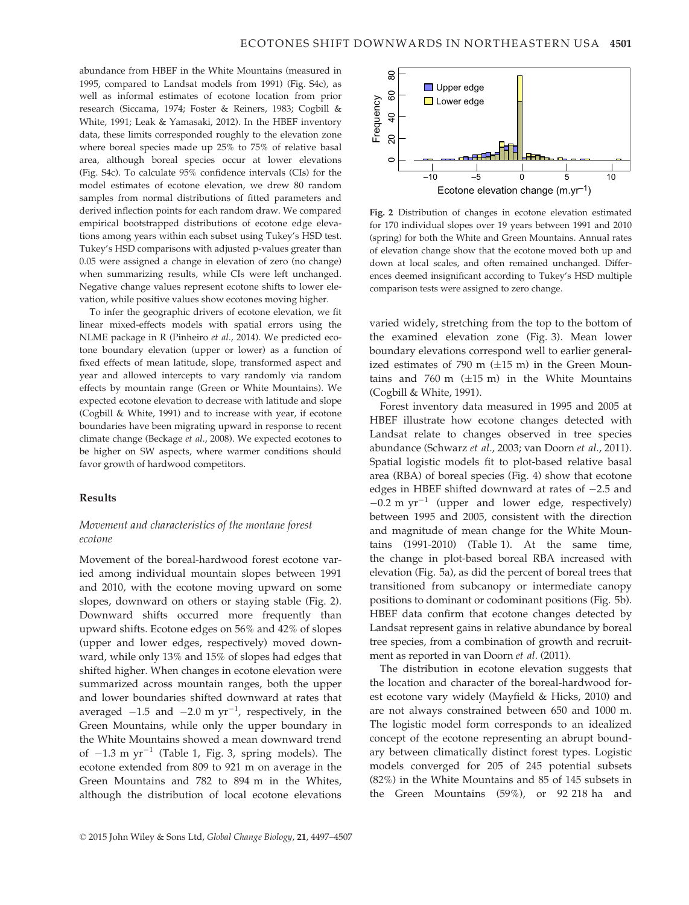abundance from HBEF in the White Mountains (measured in 1995, compared to Landsat models from 1991) (Fig. S4c), as well as informal estimates of ecotone location from prior research (Siccama, 1974; Foster & Reiners, 1983; Cogbill & White, 1991; Leak & Yamasaki, 2012). In the HBEF inventory data, these limits corresponded roughly to the elevation zone where boreal species made up 25% to 75% of relative basal area, although boreal species occur at lower elevations (Fig. S4c). To calculate 95% confidence intervals (CIs) for the model estimates of ecotone elevation, we drew 80 random samples from normal distributions of fitted parameters and derived inflection points for each random draw. We compared empirical bootstrapped distributions of ecotone edge elevations among years within each subset using Tukey's HSD test. Tukey's HSD comparisons with adjusted p-values greater than 0.05 were assigned a change in elevation of zero (no change) when summarizing results, while CIs were left unchanged. Negative change values represent ecotone shifts to lower elevation, while positive values show ecotones moving higher.

To infer the geographic drivers of ecotone elevation, we fit linear mixed-effects models with spatial errors using the NLME package in R (Pinheiro *et al.*, 2014). We predicted ecotone boundary elevation (upper or lower) as a function of fixed effects of mean latitude, slope, transformed aspect and year and allowed intercepts to vary randomly via random effects by mountain range (Green or White Mountains). We expected ecotone elevation to decrease with latitude and slope (Cogbill & White, 1991) and to increase with year, if ecotone boundaries have been migrating upward in response to recent climate change (Beckage *et al.*, 2008). We expected ecotones to be higher on SW aspects, where warmer conditions should favor growth of hardwood competitors.

## Results

### Movement and characteristics of the montane forest ecotone

Movement of the boreal-hardwood forest ecotone varied among individual mountain slopes between 1991 and 2010, with the ecotone moving upward on some slopes, downward on others or staying stable (Fig. 2). Downward shifts occurred more frequently than upward shifts. Ecotone edges on 56% and 42% of slopes (upper and lower edges, respectively) moved downward, while only 13% and 15% of slopes had edges that shifted higher. When changes in ecotone elevation were summarized across mountain ranges, both the upper and lower boundaries shifted downward at rates that averaged $-1.5$ and $-2.0$ m yr$^{-1}$, respectively, in the Green Mountains, while only the upper boundary in the White Mountains showed a mean downward trend of $-1.3$ m yr$^{-1}$ (Table 1, Fig. 3, spring models). The ecotone extended from 809 to 921 m on average in the Green Mountains and 782 to 894 m in the Whites, although the distribution of local ecotone elevations

Fig. 2 Distribution of changes in ecotone elevation estimated for 170 individual slopes over 19 years between 1991 and 2010 (spring) for both the White and Green Mountains. Annual rates of elevation change show that the ecotone moved both up and down at local scales, and often remained unchanged. Differences deemed insignificant according to Tukey's HSD multiple comparison tests were assigned to zero change.

varied widely, stretching from the top to the bottom of the examined elevation zone (Fig. 3). Mean lower boundary elevations correspond well to earlier generalized estimates of 790 m ($\pm$15 m) in the Green Mountains and 760 m ($\pm$15 m) in the White Mountains (Cogbill & White, 1991).

Forest inventory data measured in 1995 and 2005 at HBEF illustrate how ecotone changes detected with Landsat relate to changes observed in tree species abundance (Schwarz *et al.*, 2003; van Doorn *et al.*, 2011). Spatial logistic models fit to plot-based relative basal area (RBA) of boreal species (Fig. 4) show that ecotone edges in HBEF shifted downward at rates of $-2.5$ and $-0.2$ m yr$^{-1}$ (upper and lower edge, respectively) between 1995 and 2005, consistent with the direction and magnitude of mean change for the White Mountains (1991-2010) (Table 1). At the same time, the change in plot-based boreal RBA increased with elevation (Fig. 5a), as did the percent of boreal trees that transitioned from subcanopy or intermediate canopy positions to dominant or codominant positions (Fig. 5b). HBEF data confirm that ecotone changes detected by Landsat represent gains in relative abundance by boreal tree species, from a combination of growth and recruitment as reported in van Doorn *et al.* (2011).

The distribution in ecotone elevation suggests that the location and character of the boreal-hardwood forest ecotone vary widely (Mayfield & Hicks, 2010) and are not always constrained between 650 and 1000 m. The logistic model form corresponds to an idealized concept of the ecotone representing an abrupt boundary between climatically distinct forest types. Logistic models converged for 205 of 245 potential subsets (82%) in the White Mountains and 85 of 145 subsets in the Green Mountains (59%), or 92 218 ha and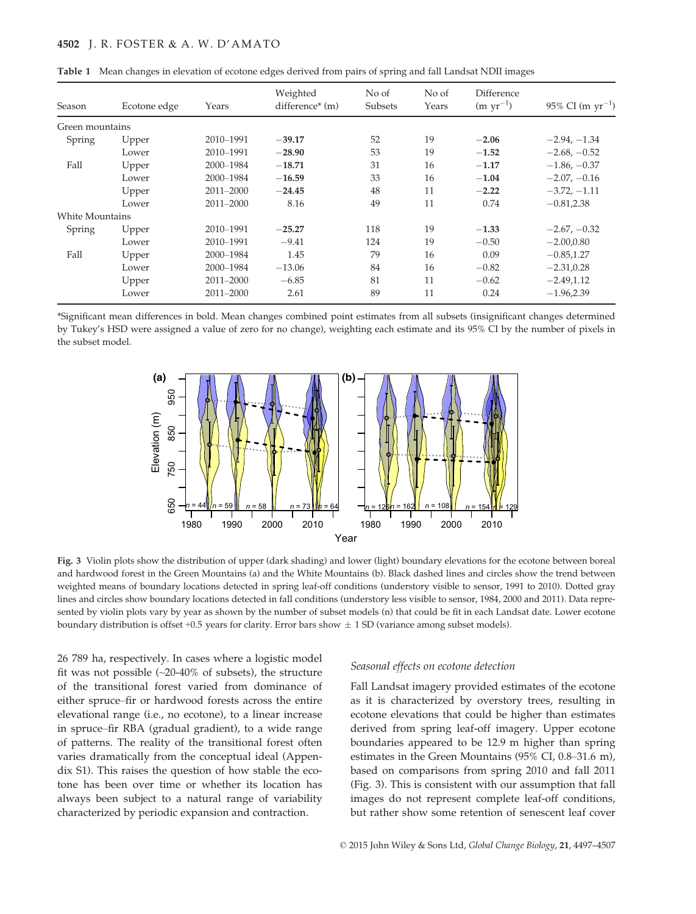**Table 1** Mean changes in elevation of ecotone edges derived from pairs of spring and fall Landsat NDII images

| Season | Ecotone edge | Years | Weighted difference* (m) | No of Subsets | No of Years | Difference (m $yr^{-1}$) | 95% CI (m $yr^{-1}$) |
|---|---|---|---|---|---|---|---|
| Green mountains | | | | | | | |
| Spring | Upper | 2010–1991 | **−39.17** | 52 | 19 | **−2.06** | −2.94, −1.34 |
| | Lower | 2010–1991 | **−28.90** | 53 | 19 | **−1.52** | −2.68, −0.52 |
| Fall | Upper | 2000–1984 | **−18.71** | 31 | 16 | **−1.17** | −1.86, −0.37 |
| | Lower | 2000–1984 | **−16.59** | 33 | 16 | **−1.04** | −2.07, −0.16 |
| | Upper | 2011–2000 | **−24.45** | 48 | 11 | **−2.22** | −3.72, −1.11 |
| | Lower | 2011–2000 | 8.16 | 49 | 11 | 0.74 | −0.81,2.38 |
| White Mountains | | | | | | | |
| Spring | Upper | 2010–1991 | **−25.27** | 118 | 19 | **−1.33** | −2.67, −0.32 |
| | Lower | 2010–1991 | −9.41 | 124 | 19 | −0.50 | −2.00,0.80 |
| Fall | Upper | 2000–1984 | 1.45 | 79 | 16 | 0.09 | −0.85,1.27 |
| | Lower | 2000–1984 | −13.06 | 84 | 16 | −0.82 | −2.31,0.28 |
| | Upper | 2011–2000 | −6.85 | 81 | 11 | −0.62 | −2.49,1.12 |
| | Lower | 2011–2000 | 2.61 | 89 | 11 | 0.24 | −1.96,2.39 |

*Significant mean differences in bold. Mean changes combined point estimates from all subsets (insignificant changes determined by Tukey's HSD were assigned a value of zero for no change), weighting each estimate and its 95% CI by the number of pixels in the subset model.

**Fig. 3** Violin plots show the distribution of upper (dark shading) and lower (light) boundary elevations for the ecotone between boreal and hardwood forest in the Green Mountains (a) and the White Mountains (b). Black dashed lines and circles show the trend between weighted means of boundary locations detected in spring leaf-off conditions (understory visible to sensor, 1991 to 2010). Dotted gray lines and circles show boundary locations detected in fall conditions (understory less visible to sensor, 1984, 2000 and 2011). Data represented by violin plots vary by year as shown by the number of subset models (n) that could be fit in each Landsat date. Lower ecotone boundary distribution is offset +0.5 years for clarity. Error bars show ± 1 SD (variance among subset models).

26 789 ha, respectively. In cases where a logistic model fit was not possible (~20-40% of subsets), the structure of the transitional forest varied from dominance of either spruce–fir or hardwood forests across the entire elevational range (i.e., no ecotone), to a linear increase in spruce–fir RBA (gradual gradient), to a wide range of patterns. The reality of the transitional forest often varies dramatically from the conceptual ideal (Appendix S1). This raises the question of how stable the ecotone has been over time or whether its location has always been subject to a natural range of variability characterized by periodic expansion and contraction.

### *Seasonal effects on ecotone detection*

Fall Landsat imagery provided estimates of the ecotone as it is characterized by overstory trees, resulting in ecotone elevations that could be higher than estimates derived from spring leaf-off imagery. Upper ecotone boundaries appeared to be 12.9 m higher than spring estimates in the Green Mountains (95% CI, 0.8–31.6 m), based on comparisons from spring 2010 and fall 2011 (Fig. 3). This is consistent with our assumption that fall images do not represent complete leaf-off conditions, but rather show some retention of senescent leaf cover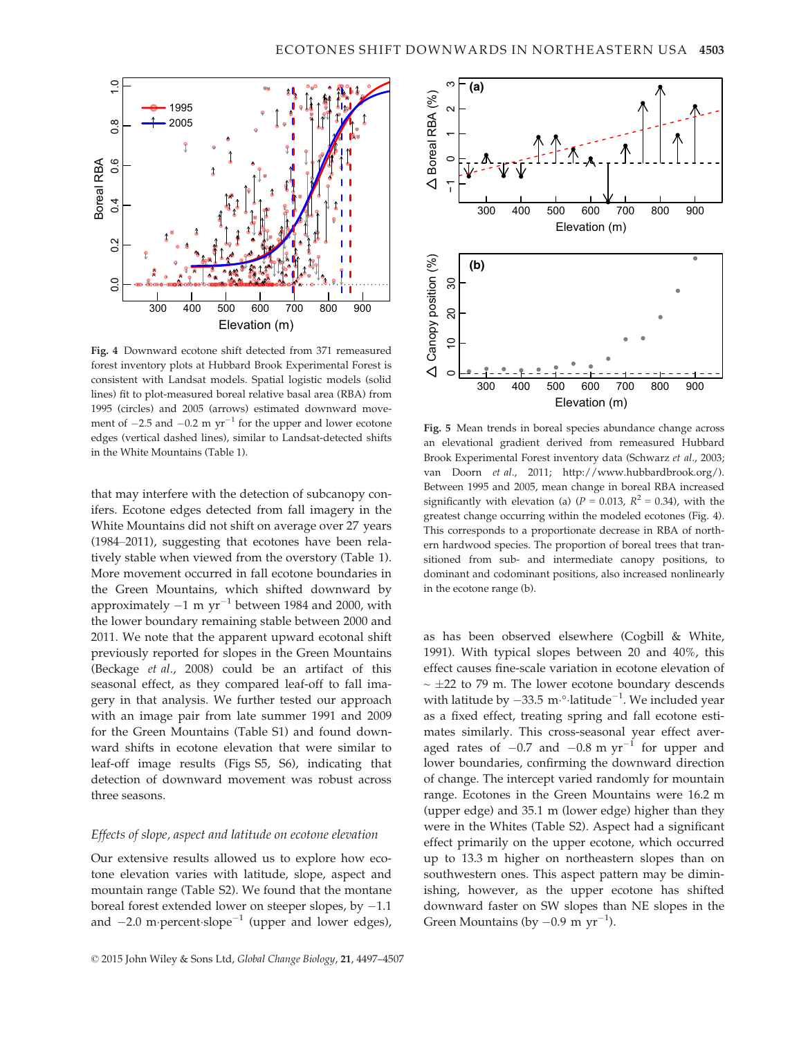**Fig. 4** Downward ecotone shift detected from 371 remeasured forest inventory plots at Hubbard Brook Experimental Forest is consistent with Landsat models. Spatial logistic models (solid lines) fit to plot-measured boreal relative basal area (RBA) from 1995 (circles) and 2005 (arrows) estimated downward movement of $-2.5$ and $-0.2$ m yr$^{-1}$ for the upper and lower ecotone edges (vertical dashed lines), similar to Landsat-detected shifts in the White Mountains (Table 1).

that may interfere with the detection of subcanopy conifers. Ecotone edges detected from fall imagery in the White Mountains did not shift on average over 27 years (1984–2011), suggesting that ecotones have been relatively stable when viewed from the overstory (Table 1). More movement occurred in fall ecotone boundaries in the Green Mountains, which shifted downward by approximately $-1$ m yr$^{-1}$ between 1984 and 2000, with the lower boundary remaining stable between 2000 and 2011. We note that the apparent upward ecotonal shift previously reported for slopes in the Green Mountains (Beckage *et al.*, 2008) could be an artifact of this seasonal effect, as they compared leaf-off to fall imagery in that analysis. We further tested our approach with an image pair from late summer 1991 and 2009 for the Green Mountains (Table S1) and found downward shifts in ecotone elevation that were similar to leaf-off image results (Figs S5, S6), indicating that detection of downward movement was robust across three seasons.

### *Effects of slope, aspect and latitude on ecotone elevation*

Our extensive results allowed us to explore how ecotone elevation varies with latitude, slope, aspect and mountain range (Table S2). We found that the montane boreal forest extended lower on steeper slopes, by $-1.1$ and $-2.0$ m·percent·slope$^{-1}$ (upper and lower edges),

**Fig. 5** Mean trends in boreal species abundance change across an elevational gradient derived from remeasured Hubbard Brook Experimental Forest inventory data (Schwarz *et al.*, 2003; van Doorn *et al.*, 2011; http://www.hubbardbrook.org/). Between 1995 and 2005, mean change in boreal RBA increased significantly with elevation (a) ($P = 0.013$, $R^2 = 0.34$), with the greatest change occurring within the modeled ecotones (Fig. 4). This corresponds to a proportionate decrease in RBA of northern hardwood species. The proportion of boreal trees that transitioned from sub- and intermediate canopy positions, to dominant and codominant positions, also increased nonlinearly in the ecotone range (b).

as has been observed elsewhere (Cogbill & White, 1991). With typical slopes between 20 and 40%, this effect causes fine-scale variation in ecotone elevation of ~ ±22 to 79 m. The lower ecotone boundary descends with latitude by $-33.5$ m·°·latitude$^{-1}$. We included year as a fixed effect, treating spring and fall ecotone estimates similarly. This cross-seasonal year effect averaged rates of $-0.7$ and $-0.8$ m yr$^{-1}$ for upper and lower boundaries, confirming the downward direction of change. The intercept varied randomly for mountain range. Ecotones in the Green Mountains were 16.2 m (upper edge) and 35.1 m (lower edge) higher than they were in the Whites (Table S2). Aspect had a significant effect primarily on the upper ecotone, which occurred up to 13.3 m higher on northeastern slopes than on southwestern ones. This aspect pattern may be diminishing, however, as the upper ecotone has shifted downward faster on SW slopes than NE slopes in the Green Mountains (by $-0.9$ m yr$^{-1}$).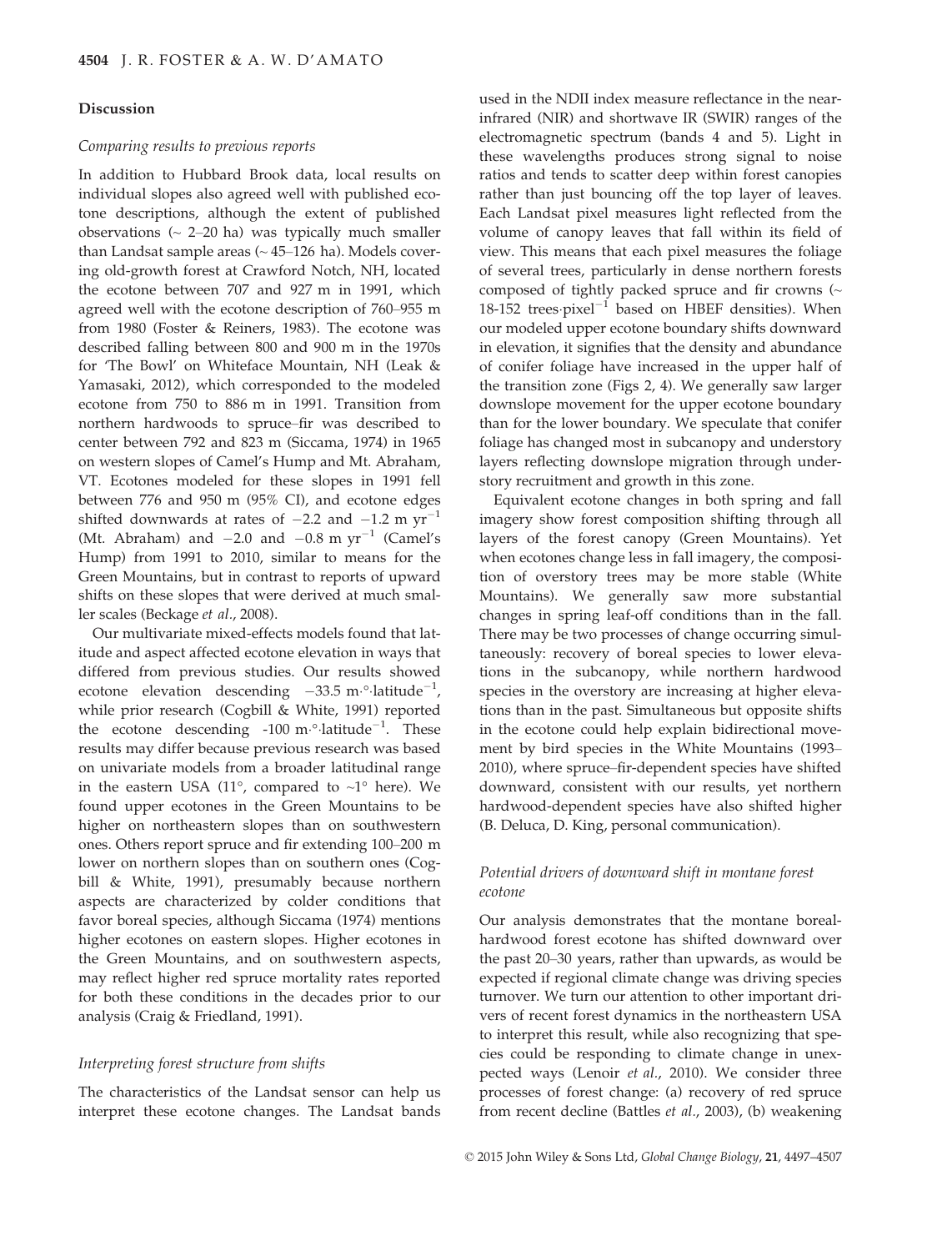## Discussion

### *Comparing results to previous reports*

In addition to Hubbard Brook data, local results on individual slopes also agreed well with published ecotone descriptions, although the extent of published observations (~ 2–20 ha) was typically much smaller than Landsat sample areas (~ 45–126 ha). Models covering old-growth forest at Crawford Notch, NH, located the ecotone between 707 and 927 m in 1991, which agreed well with the ecotone description of 760–955 m from 1980 (Foster & Reiners, 1983). The ecotone was described falling between 800 and 900 m in the 1970s for 'The Bowl' on Whiteface Mountain, NH (Leak & Yamasaki, 2012), which corresponded to the modeled ecotone from 750 to 886 m in 1991. Transition from northern hardwoods to spruce–fir was described to center between 792 and 823 m (Siccama, 1974) in 1965 on western slopes of Camel's Hump and Mt. Abraham, VT. Ecotones modeled for these slopes in 1991 fell between 776 and 950 m (95% CI), and ecotone edges shifted downwards at rates of $-2.2$ and $-1.2$ m $\text{yr}^{-1}$ (Mt. Abraham) and $-2.0$ and $-0.8$ m $\text{yr}^{-1}$ (Camel's Hump) from 1991 to 2010, similar to means for the Green Mountains, but in contrast to reports of upward shifts on these slopes that were derived at much smaller scales (Beckage *et al.*, 2008).

Our multivariate mixed-effects models found that latitude and aspect affected ecotone elevation in ways that differed from previous studies. Our results showed ecotone elevation descending $-33.5$ $\text{m}\cdot°\cdot\text{latitude}^{-1}$, while prior research (Cogbill & White, 1991) reported the ecotone descending $-100$ $\text{m}\cdot°\cdot\text{latitude}^{-1}$. These results may differ because previous research was based on univariate models from a broader latitudinal range in the eastern USA (11°, compared to ~1° here). We found upper ecotones in the Green Mountains to be higher on northeastern slopes than on southwestern ones. Others report spruce and fir extending 100–200 m lower on northern slopes than on southern ones (Cogbill & White, 1991), presumably because northern aspects are characterized by colder conditions that favor boreal species, although Siccama (1974) mentions higher ecotones on eastern slopes. Higher ecotones in the Green Mountains, and on southwestern aspects, may reflect higher red spruce mortality rates reported for both these conditions in the decades prior to our analysis (Craig & Friedland, 1991).

### *Interpreting forest structure from shifts*

The characteristics of the Landsat sensor can help us interpret these ecotone changes. The Landsat bands used in the NDII index measure reflectance in the near-infrared (NIR) and shortwave IR (SWIR) ranges of the electromagnetic spectrum (bands 4 and 5). Light in these wavelengths produces strong signal to noise ratios and tends to scatter deep within forest canopies rather than just bouncing off the top layer of leaves. Each Landsat pixel measures light reflected from the volume of canopy leaves that fall within its field of view. This means that each pixel measures the foliage of several trees, particularly in dense northern forests composed of tightly packed spruce and fir crowns (~ 18-152 $\text{trees}\cdot\text{pixel}^{-1}$ based on HBEF densities). When our modeled upper ecotone boundary shifts downward in elevation, it signifies that the density and abundance of conifer foliage have increased in the upper half of the transition zone (Figs 2, 4). We generally saw larger downslope movement for the upper ecotone boundary than for the lower boundary. We speculate that conifer foliage has changed most in subcanopy and understory layers reflecting downslope migration through understory recruitment and growth in this zone.

Equivalent ecotone changes in both spring and fall imagery show forest composition shifting through all layers of the forest canopy (Green Mountains). Yet when ecotones change less in fall imagery, the composition of overstory trees may be more stable (White Mountains). We generally saw more substantial changes in spring leaf-off conditions than in the fall. There may be two processes of change occurring simultaneously: recovery of boreal species to lower elevations in the subcanopy, while northern hardwood species in the overstory are increasing at higher elevations than in the past. Simultaneous but opposite shifts in the ecotone could help explain bidirectional movement by bird species in the White Mountains (1993–2010), where spruce–fir-dependent species have shifted downward, consistent with our results, yet northern hardwood-dependent species have also shifted higher (B. Deluca, D. King, personal communication).

### *Potential drivers of downward shift in montane forest ecotone*

Our analysis demonstrates that the montane boreal-hardwood forest ecotone has shifted downward over the past 20–30 years, rather than upwards, as would be expected if regional climate change was driving species turnover. We turn our attention to other important drivers of recent forest dynamics in the northeastern USA to interpret this result, while also recognizing that species could be responding to climate change in unexpected ways (Lenoir *et al.*, 2010). We consider three processes of forest change: (a) recovery of red spruce from recent decline (Battles *et al.*, 2003), (b) weakening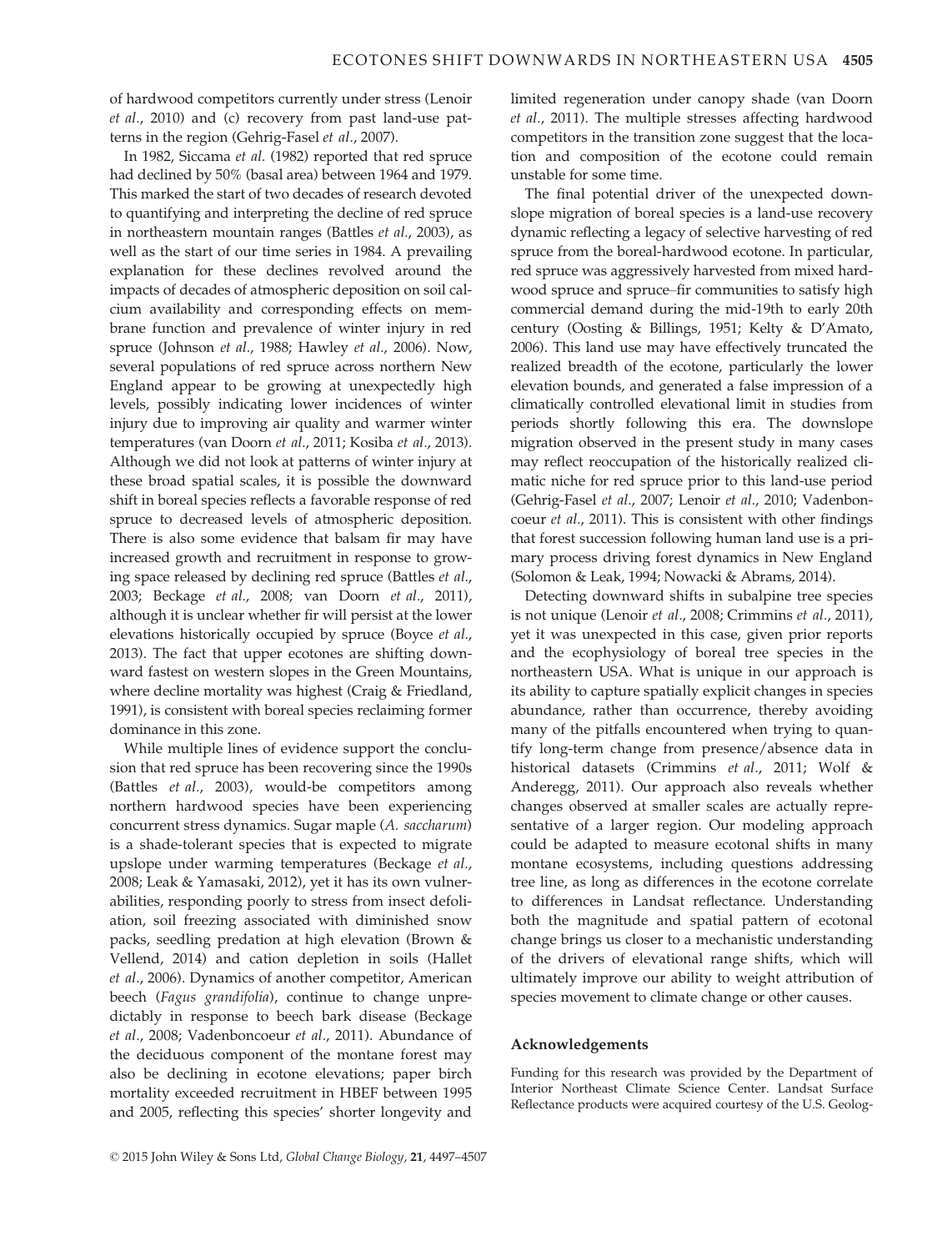of hardwood competitors currently under stress (Lenoir *et al.*, 2010) and (c) recovery from past land-use patterns in the region (Gehrig-Fasel *et al.*, 2007).

In 1982, Siccama *et al.* (1982) reported that red spruce had declined by 50% (basal area) between 1964 and 1979. This marked the start of two decades of research devoted to quantifying and interpreting the decline of red spruce in northeastern mountain ranges (Battles *et al.*, 2003), as well as the start of our time series in 1984. A prevailing explanation for these declines revolved around the impacts of decades of atmospheric deposition on soil calcium availability and corresponding effects on membrane function and prevalence of winter injury in red spruce (Johnson *et al.*, 1988; Hawley *et al.*, 2006). Now, several populations of red spruce across northern New England appear to be growing at unexpectedly high levels, possibly indicating lower incidences of winter injury due to improving air quality and warmer winter temperatures (van Doorn *et al.*, 2011; Kosiba *et al.*, 2013). Although we did not look at patterns of winter injury at these broad spatial scales, it is possible the downward shift in boreal species reflects a favorable response of red spruce to decreased levels of atmospheric deposition. There is also some evidence that balsam fir may have increased growth and recruitment in response to growing space released by declining red spruce (Battles *et al.*, 2003; Beckage *et al.*, 2008; van Doorn *et al.*, 2011), although it is unclear whether fir will persist at the lower elevations historically occupied by spruce (Boyce *et al.*, 2013). The fact that upper ecotones are shifting downward fastest on western slopes in the Green Mountains, where decline mortality was highest (Craig & Friedland, 1991), is consistent with boreal species reclaiming former dominance in this zone.

While multiple lines of evidence support the conclusion that red spruce has been recovering since the 1990s (Battles *et al.*, 2003), would-be competitors among northern hardwood species have been experiencing concurrent stress dynamics. Sugar maple (*A. saccharum*) is a shade-tolerant species that is expected to migrate upslope under warming temperatures (Beckage *et al.*, 2008; Leak & Yamasaki, 2012), yet it has its own vulnerabilities, responding poorly to stress from insect defoliation, soil freezing associated with diminished snow packs, seedling predation at high elevation (Brown & Vellend, 2014) and cation depletion in soils (Hallet *et al.*, 2006). Dynamics of another competitor, American beech (*Fagus grandifolia*), continue to change unpredictably in response to beech bark disease (Beckage *et al.*, 2008; Vadenboncoeur *et al.*, 2011). Abundance of the deciduous component of the montane forest may also be declining in ecotone elevations; paper birch mortality exceeded recruitment in HBEF between 1995 and 2005, reflecting this species' shorter longevity and limited regeneration under canopy shade (van Doorn *et al.*, 2011). The multiple stresses affecting hardwood competitors in the transition zone suggest that the location and composition of the ecotone could remain unstable for some time.

The final potential driver of the unexpected downslope migration of boreal species is a land-use recovery dynamic reflecting a legacy of selective harvesting of red spruce from the boreal-hardwood ecotone. In particular, red spruce was aggressively harvested from mixed hardwood spruce and spruce–fir communities to satisfy high commercial demand during the mid-19th to early 20th century (Oosting & Billings, 1951; Kelty & D'Amato, 2006). This land use may have effectively truncated the realized breadth of the ecotone, particularly the lower elevation bounds, and generated a false impression of a climatically controlled elevational limit in studies from periods shortly following this era. The downslope migration observed in the present study in many cases may reflect reoccupation of the historically realized climatic niche for red spruce prior to this land-use period (Gehrig-Fasel *et al.*, 2007; Lenoir *et al.*, 2010; Vadenboncoeur *et al.*, 2011). This is consistent with other findings that forest succession following human land use is a primary process driving forest dynamics in New England (Solomon & Leak, 1994; Nowacki & Abrams, 2014).

Detecting downward shifts in subalpine tree species is not unique (Lenoir *et al.*, 2008; Crimmins *et al.*, 2011), yet it was unexpected in this case, given prior reports and the ecophysiology of boreal tree species in the northeastern USA. What is unique in our approach is its ability to capture spatially explicit changes in species abundance, rather than occurrence, thereby avoiding many of the pitfalls encountered when trying to quantify long-term change from presence/absence data in historical datasets (Crimmins *et al.*, 2011; Wolf & Anderegg, 2011). Our approach also reveals whether changes observed at smaller scales are actually representative of a larger region. Our modeling approach could be adapted to measure ecotonal shifts in many montane ecosystems, including questions addressing tree line, as long as differences in the ecotone correlate to differences in Landsat reflectance. Understanding both the magnitude and spatial pattern of ecotonal change brings us closer to a mechanistic understanding of the drivers of elevational range shifts, which will ultimately improve our ability to weight attribution of species movement to climate change or other causes.

## Acknowledgements

Funding for this research was provided by the Department of Interior Northeast Climate Science Center. Landsat Surface Reflectance products were acquired courtesy of the U.S. Geolog-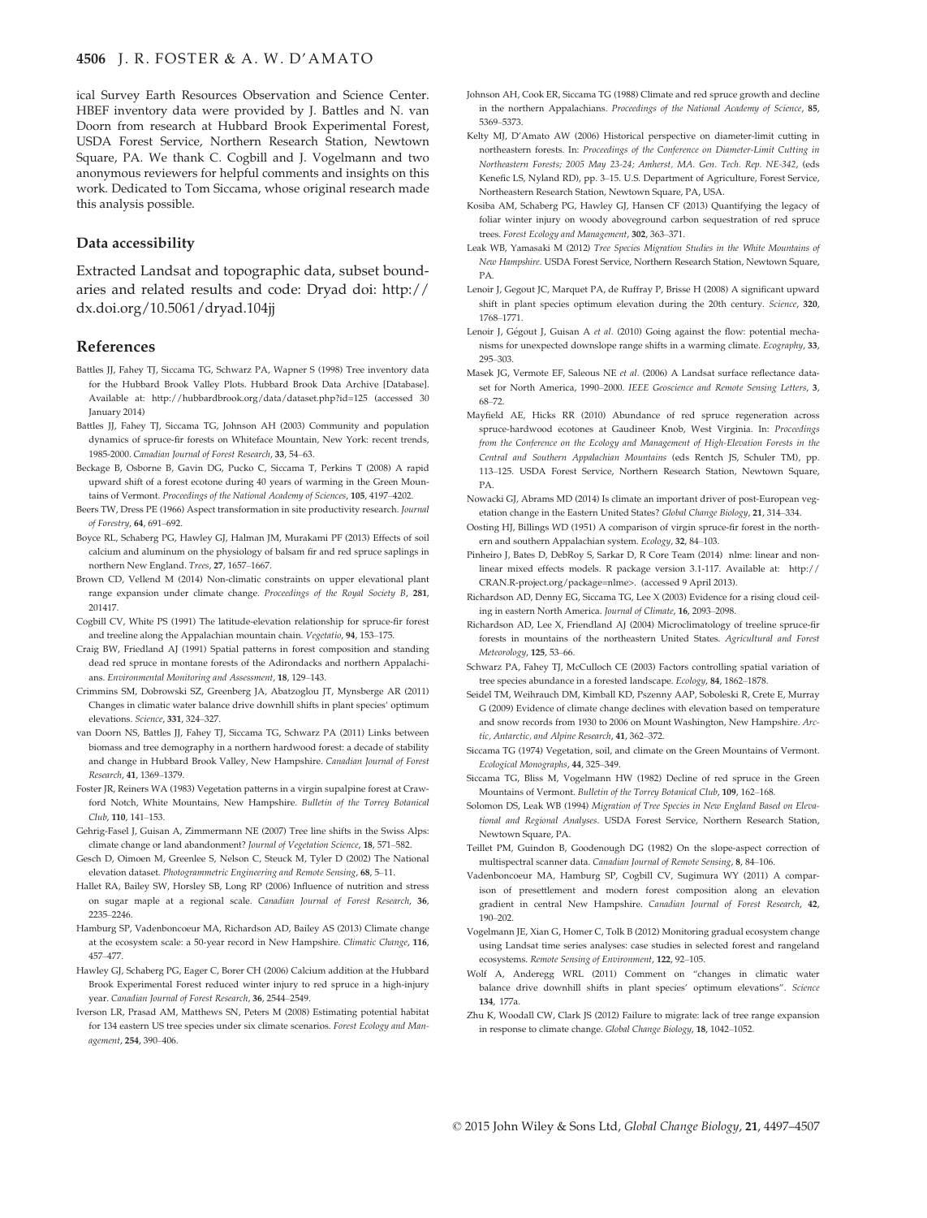ical Survey Earth Resources Observation and Science Center. HBEF inventory data were provided by J. Battles and N. van Doorn from research at Hubbard Brook Experimental Forest, USDA Forest Service, Northern Research Station, Newtown Square, PA. We thank C. Cogbill and J. Vogelmann and two anonymous reviewers for helpful comments and insights on this work. Dedicated to Tom Siccama, whose original research made this analysis possible.

### Data accessibility

Extracted Landsat and topographic data, subset boundaries and related results and code: Dryad doi: http://dx.doi.org/10.5061/dryad.104jj

## References

Battles JJ, Fahey TJ, Siccama TG, Schwarz PA, Wapner S (1998) Tree inventory data for the Hubbard Brook Valley Plots. Hubbard Brook Data Archive [Database]. Available at: http://hubbardbrook.org/data/dataset.php?id=125 (accessed 30 January 2014)

Battles JJ, Fahey TJ, Siccama TG, Johnson AH (2003) Community and population dynamics of spruce-fir forests on Whiteface Mountain, New York: recent trends, 1985-2000. *Canadian Journal of Forest Research*, **33**, 54–63.

Beckage B, Osborne B, Gavin DG, Pucko C, Siccama T, Perkins T (2008) A rapid upward shift of a forest ecotone during 40 years of warming in the Green Mountains of Vermont. *Proceedings of the National Academy of Sciences*, **105**, 4197–4202.

Beers TW, Dress PE (1966) Aspect transformation in site productivity research. *Journal of Forestry*, **64**, 691–692.

Boyce RL, Schaberg PG, Hawley GJ, Halman JM, Murakami PF (2013) Effects of soil calcium and aluminum on the physiology of balsam fir and red spruce saplings in northern New England. *Trees*, **27**, 1657–1667.

Brown CD, Vellend M (2014) Non-climatic constraints on upper elevational plant range expansion under climate change. *Proceedings of the Royal Society B*, **281**, 201417.

Cogbill CV, White PS (1991) The latitude-elevation relationship for spruce-fir forest and treeline along the Appalachian mountain chain. *Vegetatio*, **94**, 153–175.

Craig BW, Friedland AJ (1991) Spatial patterns in forest composition and standing dead red spruce in montane forests of the Adirondacks and northern Appalachians. *Environmental Monitoring and Assessment*, **18**, 129–143.

Crimmins SM, Dobrowski SZ, Greenberg JA, Abatzoglou JT, Mynsberge AR (2011) Changes in climatic water balance drive downhill shifts in plant species' optimum elevations. *Science*, **331**, 324–327.

van Doorn NS, Battles JJ, Fahey TJ, Siccama TG, Schwarz PA (2011) Links between biomass and tree demography in a northern hardwood forest: a decade of stability and change in Hubbard Brook Valley, New Hampshire. *Canadian Journal of Forest Research*, **41**, 1369–1379.

Foster JR, Reiners WA (1983) Vegetation patterns in a virgin supalpine forest at Crawford Notch, White Mountains, New Hampshire. *Bulletin of the Torrey Botanical Club*, **110**, 141–153.

Gehrig-Fasel J, Guisan A, Zimmermann NE (2007) Tree line shifts in the Swiss Alps: climate change or land abandonment? *Journal of Vegetation Science*, **18**, 571–582.

Gesch D, Oimoen M, Greenlee S, Nelson C, Steuck M, Tyler D (2002) The National elevation dataset. *Photogrammetric Engineering and Remote Sensing*, **68**, 5–11.

Hallet RA, Bailey SW, Horsley SB, Long RP (2006) Influence of nutrition and stress on sugar maple at a regional scale. *Canadian Journal of Forest Research*, **36**, 2235–2246.

Hamburg SP, Vadenboncoeur MA, Richardson AD, Bailey AS (2013) Climate change at the ecosystem scale: a 50-year record in New Hampshire. *Climatic Change*, **116**, 457–477.

Hawley GJ, Schaberg PG, Eager C, Borer CH (2006) Calcium addition at the Hubbard Brook Experimental Forest reduced winter injury to red spruce in a high-injury year. *Canadian Journal of Forest Research*, **36**, 2544–2549.

Iverson LR, Prasad AM, Matthews SN, Peters M (2008) Estimating potential habitat for 134 eastern US tree species under six climate scenarios. *Forest Ecology and Management*, **254**, 390–406.

Johnson AH, Cook ER, Siccama TG (1988) Climate and red spruce growth and decline in the northern Appalachians. *Proceedings of the National Academy of Science*, **85**, 5369–5373.

Kelty MJ, D'Amato AW (2006) Historical perspective on diameter-limit cutting in northeastern forests. In: *Proceedings of the Conference on Diameter-Limit Cutting in Northeastern Forests; 2005 May 23-24; Amherst, MA. Gen. Tech. Rep. NE-342*, (eds Kenefic LS, Nyland RD), pp. 3–15. U.S. Department of Agriculture, Forest Service, Northeastern Research Station, Newtown Square, PA, USA.

Kosiba AM, Schaberg PG, Hawley GJ, Hansen CF (2013) Quantifying the legacy of foliar winter injury on woody aboveground carbon sequestration of red spruce trees. *Forest Ecology and Management*, **302**, 363–371.

Leak WB, Yamasaki M (2012) *Tree Species Migration Studies in the White Mountains of New Hampshire*. USDA Forest Service, Northern Research Station, Newtown Square, PA.

Lenoir J, Gegout JC, Marquet PA, de Ruffray P, Brisse H (2008) A significant upward shift in plant species optimum elevation during the 20th century. *Science*, **320**, 1768–1771.

Lenoir J, Gégout J, Guisan A *et al.* (2010) Going against the flow: potential mechanisms for unexpected downslope range shifts in a warming climate. *Ecography*, **33**, 295–303.

Masek JG, Vermote EF, Saleous NE *et al.* (2006) A Landsat surface reflectance dataset for North America, 1990–2000. *IEEE Geoscience and Remote Sensing Letters*, **3**, 68–72.

Mayfield AE, Hicks RR (2010) Abundance of red spruce regeneration across spruce-hardwood ecotones at Gaudineer Knob, West Virginia. In: *Proceedings from the Conference on the Ecology and Management of High-Elevation Forests in the Central and Southern Appalachian Mountains* (eds Rentch JS, Schuler TM), pp. 113–125. USDA Forest Service, Northern Research Station, Newtown Square, PA.

Nowacki GJ, Abrams MD (2014) Is climate an important driver of post-European vegetation change in the Eastern United States? *Global Change Biology*, **21**, 314–334.

Oosting HJ, Billings WD (1951) A comparison of virgin spruce-fir forest in the northern and southern Appalachian system. *Ecology*, **32**, 84–103.

Pinheiro J, Bates D, DebRoy S, Sarkar D, R Core Team (2014) nlme: linear and nonlinear mixed effects models. R package version 3.1-117. Available at: http://CRAN.R-project.org/package=nlme>. (accessed 9 April 2013).

Richardson AD, Denny EG, Siccama TG, Lee X (2003) Evidence for a rising cloud ceiling in eastern North America. *Journal of Climate*, **16**, 2093–2098.

Richardson AD, Lee X, Friendland AJ (2004) Microclimatology of treeline spruce-fir forests in mountains of the northeastern United States. *Agricultural and Forest Meteorology*, **125**, 53–66.

Schwarz PA, Fahey TJ, McCulloch CE (2003) Factors controlling spatial variation of tree species abundance in a forested landscape. *Ecology*, **84**, 1862–1878.

Seidel TM, Weihrauch DM, Kimball KD, Pszenny AAP, Soboleski R, Crete E, Murray G (2009) Evidence of climate change declines with elevation based on temperature and snow records from 1930 to 2006 on Mount Washington, New Hampshire. *Arctic, Antarctic, and Alpine Research*, **41**, 362–372.

Siccama TG (1974) Vegetation, soil, and climate on the Green Mountains of Vermont. *Ecological Monographs*, **44**, 325–349.

Siccama TG, Bliss M, Vogelmann HW (1982) Decline of red spruce in the Green Mountains of Vermont. *Bulletin of the Torrey Botanical Club*, **109**, 162–168.

Solomon DS, Leak WB (1994) *Migration of Tree Species in New England Based on Elevational and Regional Analyses*. USDA Forest Service, Northern Research Station, Newtown Square, PA.

Teillet PM, Guindon B, Goodenough DG (1982) On the slope-aspect correction of multispectral scanner data. *Canadian Journal of Remote Sensing*, **8**, 84–106.

Vadenboncoeur MA, Hamburg SP, Cogbill CV, Sugimura WY (2011) A comparison of presettlement and modern forest composition along an elevation gradient in central New Hampshire. *Canadian Journal of Forest Research*, **42**, 190–202.

Vogelmann JE, Xian G, Homer C, Tolk B (2012) Monitoring gradual ecosystem change using Landsat time series analyses: case studies in selected forest and rangeland ecosystems. *Remote Sensing of Environment*, **122**, 92–105.

Wolf A, Anderegg WRL (2011) Comment on "changes in climatic water balance drive downhill shifts in plant species' optimum elevations". *Science* **134**, 177a.

Zhu K, Woodall CW, Clark JS (2012) Failure to migrate: lack of tree range expansion in response to climate change. *Global Change Biology*, **18**, 1042–1052.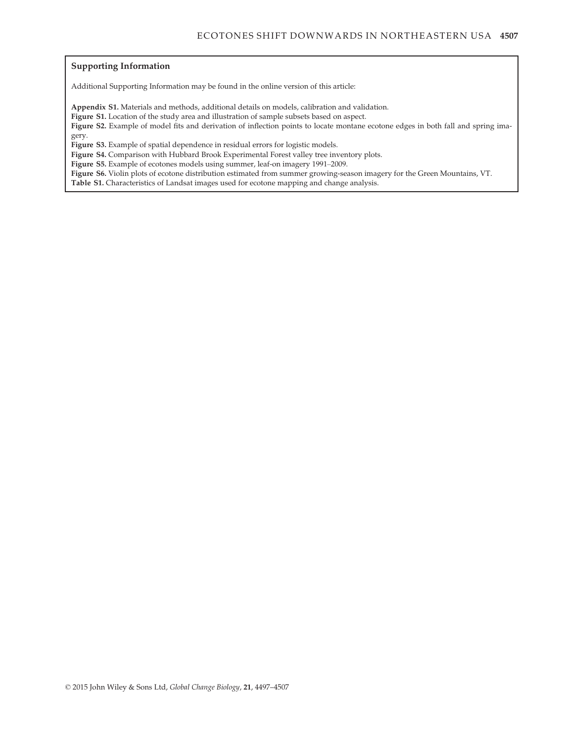## Supporting Information

Additional Supporting Information may be found in the online version of this article:

**Appendix S1.** Materials and methods, additional details on models, calibration and validation.
**Figure S1.** Location of the study area and illustration of sample subsets based on aspect.
**Figure S2.** Example of model fits and derivation of inflection points to locate montane ecotone edges in both fall and spring imagery.
**Figure S3.** Example of spatial dependence in residual errors for logistic models.
**Figure S4.** Comparison with Hubbard Brook Experimental Forest valley tree inventory plots.
**Figure S5.** Example of ecotones models using summer, leaf-on imagery 1991–2009.
**Figure S6.** Violin plots of ecotone distribution estimated from summer growing-season imagery for the Green Mountains, VT.
**Table S1.** Characteristics of Landsat images used for ecotone mapping and change analysis.